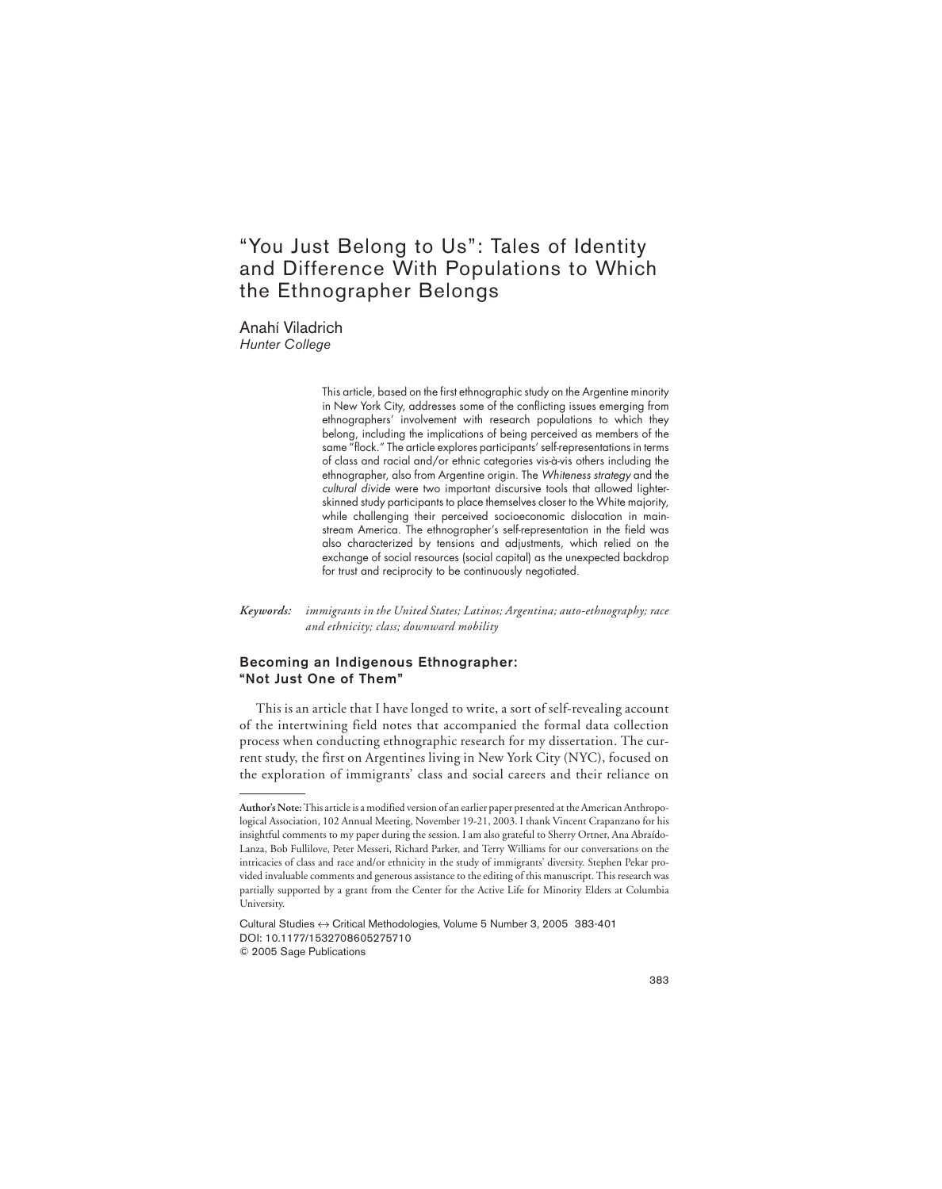# "You Just Belong to Us": Tales of Identity and Difference With Populations to Which the Ethnographer Belongs

Anahí Viladrich
*Hunter College*

This article, based on the first ethnographic study on the Argentine minority in New York City, addresses some of the conflicting issues emerging from ethnographers' involvement with research populations to which they belong, including the implications of being perceived as members of the same "flock." The article explores participants' self-representations in terms of class and racial and/or ethnic categories vis-à-vis others including the ethnographer, also from Argentine origin. The *Whiteness strategy* and the *cultural divide* were two important discursive tools that allowed lighter-skinned study participants to place themselves closer to the White majority, while challenging their perceived socioeconomic dislocation in mainstream America. The ethnographer's self-representation in the field was also characterized by tensions and adjustments, which relied on the exchange of social resources (social capital) as the unexpected backdrop for trust and reciprocity to be continuously negotiated.

***Keywords:*** *immigrants in the United States; Latinos; Argentina; auto-ethnography; race and ethnicity; class; downward mobility*

## Becoming an Indigenous Ethnographer: "Not Just One of Them"

This is an article that I have longed to write, a sort of self-revealing account of the intertwining field notes that accompanied the formal data collection process when conducting ethnographic research for my dissertation. The current study, the first on Argentines living in New York City (NYC), focused on the exploration of immigrants' class and social careers and their reliance on

---

**Author's Note:** This article is a modified version of an earlier paper presented at the American Anthropological Association, 102 Annual Meeting, November 19-21, 2003. I thank Vincent Crapanzano for his insightful comments to my paper during the session. I am also grateful to Sherry Ortner, Ana Abraído-Lanza, Bob Fullilove, Peter Messeri, Richard Parker, and Terry Williams for our conversations on the intricacies of class and race and/or ethnicity in the study of immigrants' diversity. Stephen Pekar provided invaluable comments and generous assistance to the editing of this manuscript. This research was partially supported by a grant from the Center for the Active Life for Minority Elders at Columbia University.

Cultural Studies ↔ Critical Methodologies, Volume 5 Number 3, 2005 383-401
DOI: 10.1177/1532708605275710
© 2005 Sage Publications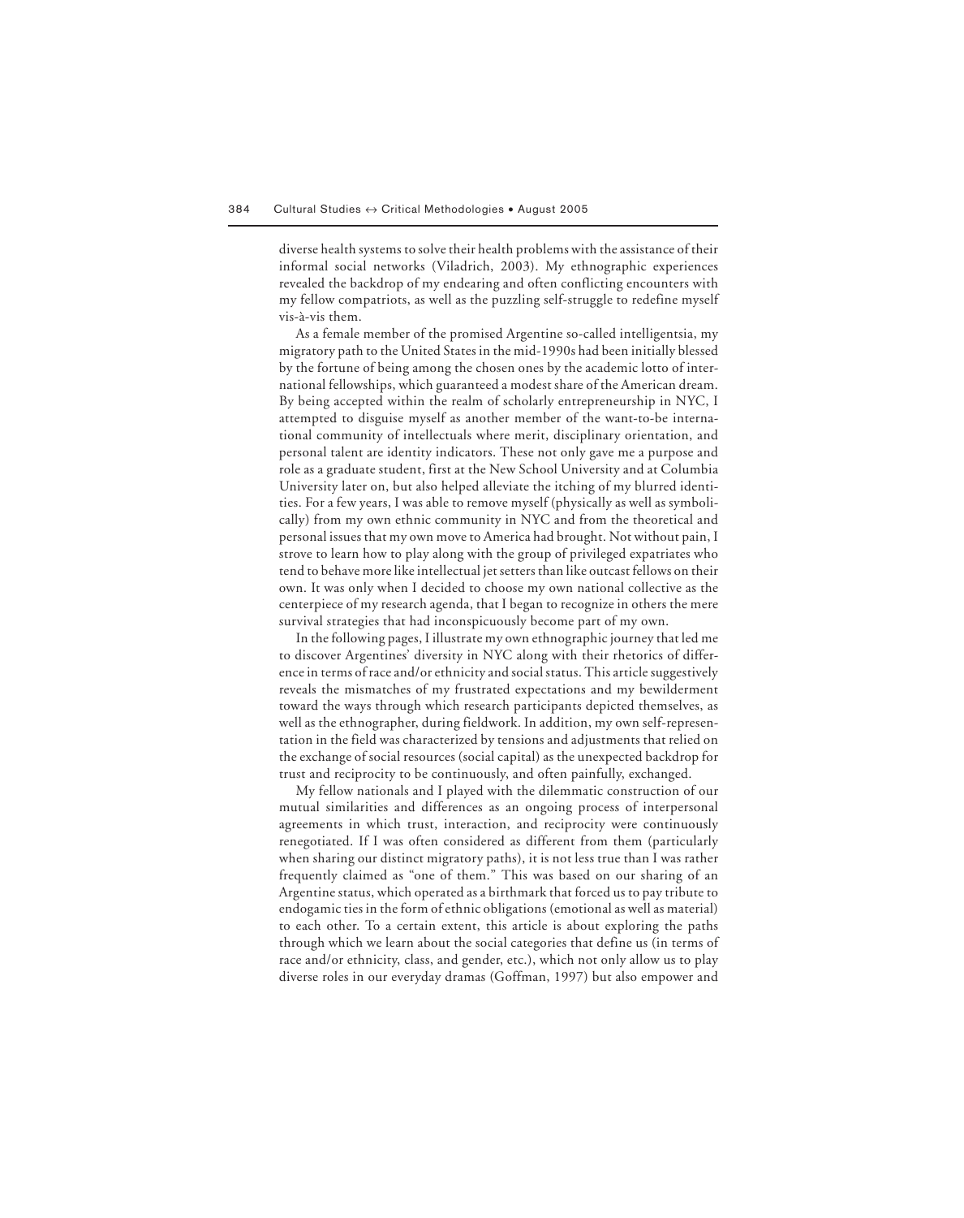diverse health systems to solve their health problems with the assistance of their informal social networks (Viladrich, 2003). My ethnographic experiences revealed the backdrop of my endearing and often conflicting encounters with my fellow compatriots, as well as the puzzling self-struggle to redefine myself vis-à-vis them.

As a female member of the promised Argentine so-called intelligentsia, my migratory path to the United States in the mid-1990s had been initially blessed by the fortune of being among the chosen ones by the academic lotto of international fellowships, which guaranteed a modest share of the American dream. By being accepted within the realm of scholarly entrepreneurship in NYC, I attempted to disguise myself as another member of the want-to-be international community of intellectuals where merit, disciplinary orientation, and personal talent are identity indicators. These not only gave me a purpose and role as a graduate student, first at the New School University and at Columbia University later on, but also helped alleviate the itching of my blurred identities. For a few years, I was able to remove myself (physically as well as symbolically) from my own ethnic community in NYC and from the theoretical and personal issues that my own move to America had brought. Not without pain, I strove to learn how to play along with the group of privileged expatriates who tend to behave more like intellectual jet setters than like outcast fellows on their own. It was only when I decided to choose my own national collective as the centerpiece of my research agenda, that I began to recognize in others the mere survival strategies that had inconspicuously become part of my own.

In the following pages, I illustrate my own ethnographic journey that led me to discover Argentines' diversity in NYC along with their rhetorics of difference in terms of race and/or ethnicity and social status. This article suggestively reveals the mismatches of my frustrated expectations and my bewilderment toward the ways through which research participants depicted themselves, as well as the ethnographer, during fieldwork. In addition, my own self-representation in the field was characterized by tensions and adjustments that relied on the exchange of social resources (social capital) as the unexpected backdrop for trust and reciprocity to be continuously, and often painfully, exchanged.

My fellow nationals and I played with the dilemmatic construction of our mutual similarities and differences as an ongoing process of interpersonal agreements in which trust, interaction, and reciprocity were continuously renegotiated. If I was often considered as different from them (particularly when sharing our distinct migratory paths), it is not less true than I was rather frequently claimed as "one of them." This was based on our sharing of an Argentine status, which operated as a birthmark that forced us to pay tribute to endogamic ties in the form of ethnic obligations (emotional as well as material) to each other. To a certain extent, this article is about exploring the paths through which we learn about the social categories that define us (in terms of race and/or ethnicity, class, and gender, etc.), which not only allow us to play diverse roles in our everyday dramas (Goffman, 1997) but also empower and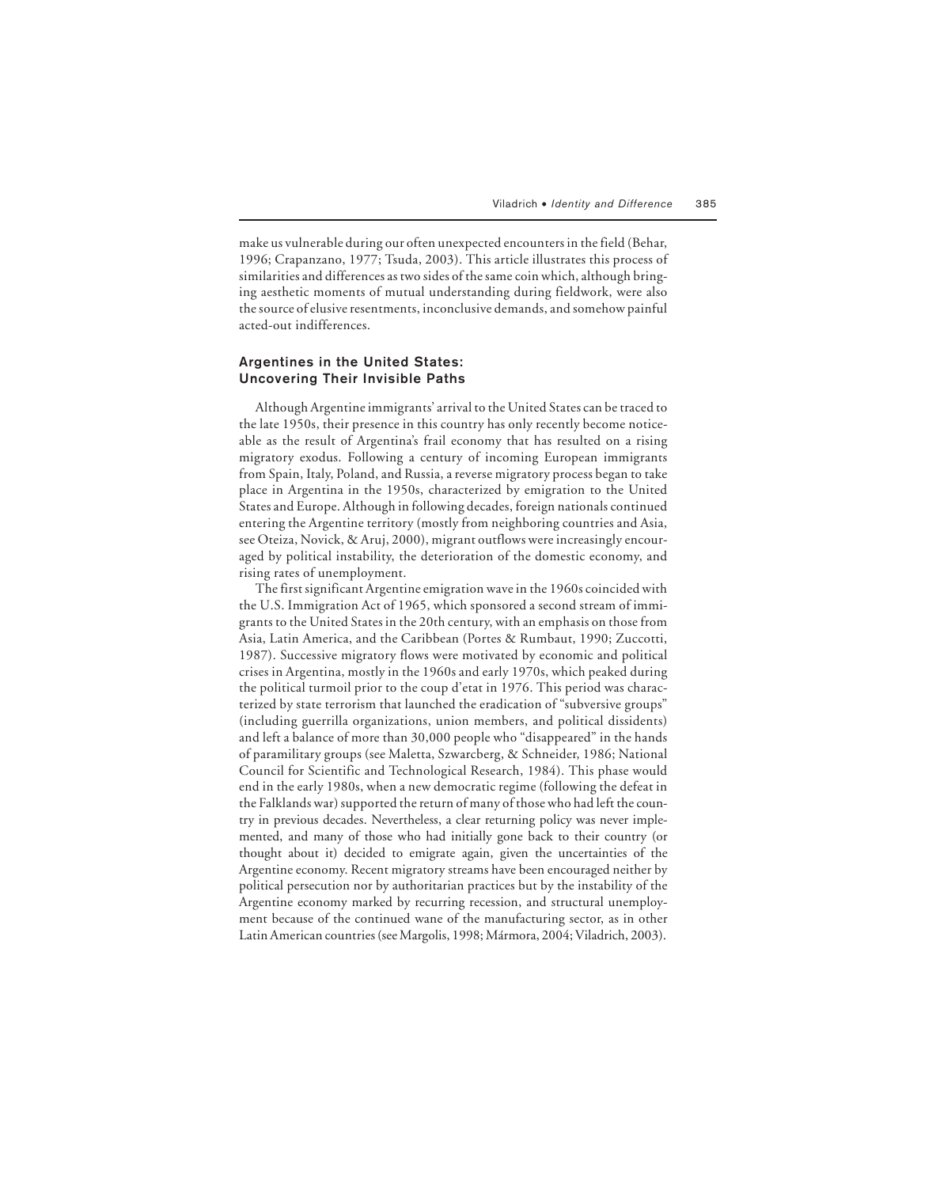make us vulnerable during our often unexpected encounters in the field (Behar, 1996; Crapanzano, 1977; Tsuda, 2003). This article illustrates this process of similarities and differences as two sides of the same coin which, although bringing aesthetic moments of mutual understanding during fieldwork, were also the source of elusive resentments, inconclusive demands, and somehow painful acted-out indifferences.

## Argentines in the United States: Uncovering Their Invisible Paths

Although Argentine immigrants' arrival to the United States can be traced to the late 1950s, their presence in this country has only recently become noticeable as the result of Argentina's frail economy that has resulted on a rising migratory exodus. Following a century of incoming European immigrants from Spain, Italy, Poland, and Russia, a reverse migratory process began to take place in Argentina in the 1950s, characterized by emigration to the United States and Europe. Although in following decades, foreign nationals continued entering the Argentine territory (mostly from neighboring countries and Asia, see Oteiza, Novick, & Aruj, 2000), migrant outflows were increasingly encouraged by political instability, the deterioration of the domestic economy, and rising rates of unemployment.

The first significant Argentine emigration wave in the 1960s coincided with the U.S. Immigration Act of 1965, which sponsored a second stream of immigrants to the United States in the 20th century, with an emphasis on those from Asia, Latin America, and the Caribbean (Portes & Rumbaut, 1990; Zuccotti, 1987). Successive migratory flows were motivated by economic and political crises in Argentina, mostly in the 1960s and early 1970s, which peaked during the political turmoil prior to the coup d'etat in 1976. This period was characterized by state terrorism that launched the eradication of "subversive groups" (including guerrilla organizations, union members, and political dissidents) and left a balance of more than 30,000 people who "disappeared" in the hands of paramilitary groups (see Maletta, Szwarcberg, & Schneider, 1986; National Council for Scientific and Technological Research, 1984). This phase would end in the early 1980s, when a new democratic regime (following the defeat in the Falklands war) supported the return of many of those who had left the country in previous decades. Nevertheless, a clear returning policy was never implemented, and many of those who had initially gone back to their country (or thought about it) decided to emigrate again, given the uncertainties of the Argentine economy. Recent migratory streams have been encouraged neither by political persecution nor by authoritarian practices but by the instability of the Argentine economy marked by recurring recession, and structural unemployment because of the continued wane of the manufacturing sector, as in other Latin American countries (see Margolis, 1998; Mármora, 2004; Viladrich, 2003).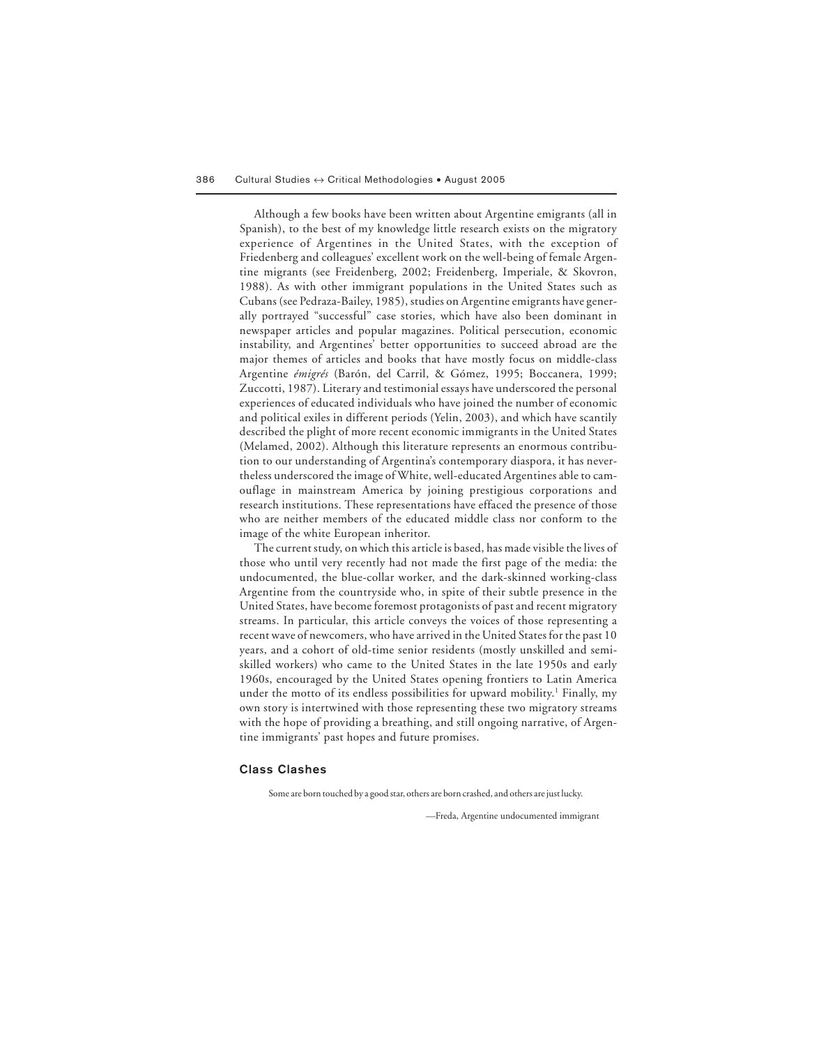Although a few books have been written about Argentine emigrants (all in Spanish), to the best of my knowledge little research exists on the migratory experience of Argentines in the United States, with the exception of Friedenberg and colleagues' excellent work on the well-being of female Argentine migrants (see Freidenberg, 2002; Freidenberg, Imperiale, & Skovron, 1988). As with other immigrant populations in the United States such as Cubans (see Pedraza-Bailey, 1985), studies on Argentine emigrants have generally portrayed "successful" case stories, which have also been dominant in newspaper articles and popular magazines. Political persecution, economic instability, and Argentines' better opportunities to succeed abroad are the major themes of articles and books that have mostly focus on middle-class Argentine *émigrés* (Barón, del Carril, & Gómez, 1995; Boccanera, 1999; Zuccotti, 1987). Literary and testimonial essays have underscored the personal experiences of educated individuals who have joined the number of economic and political exiles in different periods (Yelin, 2003), and which have scantily described the plight of more recent economic immigrants in the United States (Melamed, 2002). Although this literature represents an enormous contribution to our understanding of Argentina's contemporary diaspora, it has nevertheless underscored the image of White, well-educated Argentines able to camouflage in mainstream America by joining prestigious corporations and research institutions. These representations have effaced the presence of those who are neither members of the educated middle class nor conform to the image of the white European inheritor.

The current study, on which this article is based, has made visible the lives of those who until very recently had not made the first page of the media: the undocumented, the blue-collar worker, and the dark-skinned working-class Argentine from the countryside who, in spite of their subtle presence in the United States, have become foremost protagonists of past and recent migratory streams. In particular, this article conveys the voices of those representing a recent wave of newcomers, who have arrived in the United States for the past 10 years, and a cohort of old-time senior residents (mostly unskilled and semi-skilled workers) who came to the United States in the late 1950s and early 1960s, encouraged by the United States opening frontiers to Latin America under the motto of its endless possibilities for upward mobility.[1] Finally, my own story is intertwined with those representing these two migratory streams with the hope of providing a breathing, and still ongoing narrative, of Argentine immigrants' past hopes and future promises.

## Class Clashes

> Some are born touched by a good star, others are born crashed, and others are just lucky.
>
> —Freda, Argentine undocumented immigrant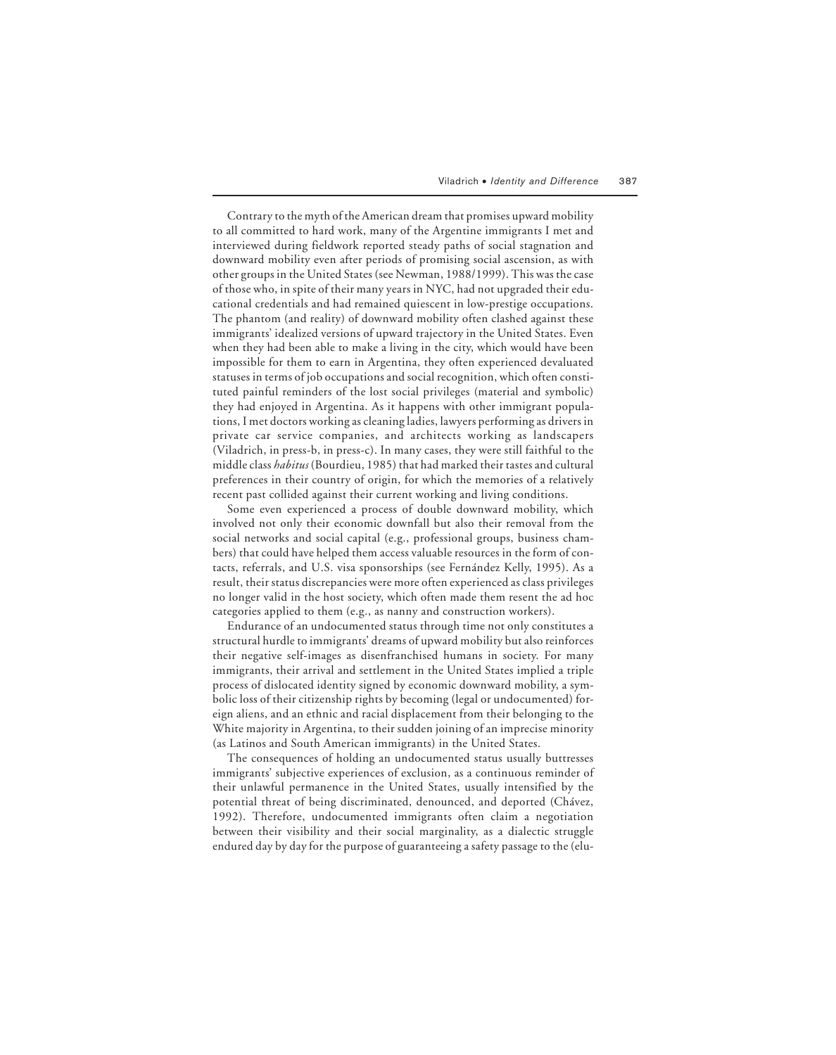Contrary to the myth of the American dream that promises upward mobility to all committed to hard work, many of the Argentine immigrants I met and interviewed during fieldwork reported steady paths of social stagnation and downward mobility even after periods of promising social ascension, as with other groups in the United States (see Newman, 1988/1999). This was the case of those who, in spite of their many years in NYC, had not upgraded their educational credentials and had remained quiescent in low-prestige occupations. The phantom (and reality) of downward mobility often clashed against these immigrants' idealized versions of upward trajectory in the United States. Even when they had been able to make a living in the city, which would have been impossible for them to earn in Argentina, they often experienced devaluated statuses in terms of job occupations and social recognition, which often constituted painful reminders of the lost social privileges (material and symbolic) they had enjoyed in Argentina. As it happens with other immigrant populations, I met doctors working as cleaning ladies, lawyers performing as drivers in private car service companies, and architects working as landscapers (Viladrich, in press-b, in press-c). In many cases, they were still faithful to the middle class *habitus* (Bourdieu, 1985) that had marked their tastes and cultural preferences in their country of origin, for which the memories of a relatively recent past collided against their current working and living conditions.

Some even experienced a process of double downward mobility, which involved not only their economic downfall but also their removal from the social networks and social capital (e.g., professional groups, business chambers) that could have helped them access valuable resources in the form of contacts, referrals, and U.S. visa sponsorships (see Fernández Kelly, 1995). As a result, their status discrepancies were more often experienced as class privileges no longer valid in the host society, which often made them resent the ad hoc categories applied to them (e.g., as nanny and construction workers).

Endurance of an undocumented status through time not only constitutes a structural hurdle to immigrants' dreams of upward mobility but also reinforces their negative self-images as disenfranchised humans in society. For many immigrants, their arrival and settlement in the United States implied a triple process of dislocated identity signed by economic downward mobility, a symbolic loss of their citizenship rights by becoming (legal or undocumented) foreign aliens, and an ethnic and racial displacement from their belonging to the White majority in Argentina, to their sudden joining of an imprecise minority (as Latinos and South American immigrants) in the United States.

The consequences of holding an undocumented status usually buttresses immigrants' subjective experiences of exclusion, as a continuous reminder of their unlawful permanence in the United States, usually intensified by the potential threat of being discriminated, denounced, and deported (Chávez, 1992). Therefore, undocumented immigrants often claim a negotiation between their visibility and their social marginality, as a dialectic struggle endured day by day for the purpose of guaranteeing a safety passage to the (elu-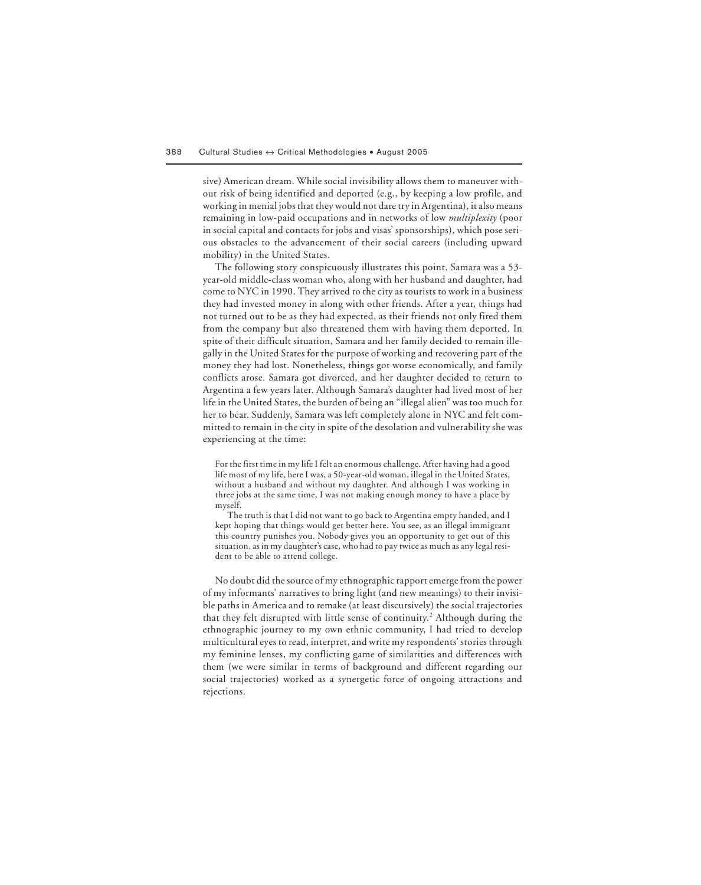sive) American dream. While social invisibility allows them to maneuver without risk of being identified and deported (e.g., by keeping a low profile, and working in menial jobs that they would not dare try in Argentina), it also means remaining in low-paid occupations and in networks of low *multiplexity* (poor in social capital and contacts for jobs and visas' sponsorships), which pose serious obstacles to the advancement of their social careers (including upward mobility) in the United States.

The following story conspicuously illustrates this point. Samara was a 53-year-old middle-class woman who, along with her husband and daughter, had come to NYC in 1990. They arrived to the city as tourists to work in a business they had invested money in along with other friends. After a year, things had not turned out to be as they had expected, as their friends not only fired them from the company but also threatened them with having them deported. In spite of their difficult situation, Samara and her family decided to remain illegally in the United States for the purpose of working and recovering part of the money they had lost. Nonetheless, things got worse economically, and family conflicts arose. Samara got divorced, and her daughter decided to return to Argentina a few years later. Although Samara's daughter had lived most of her life in the United States, the burden of being an "illegal alien" was too much for her to bear. Suddenly, Samara was left completely alone in NYC and felt committed to remain in the city in spite of the desolation and vulnerability she was experiencing at the time:

> For the first time in my life I felt an enormous challenge. After having had a good life most of my life, here I was, a 50-year-old woman, illegal in the United States, without a husband and without my daughter. And although I was working in three jobs at the same time, I was not making enough money to have a place by myself.
>
> The truth is that I did not want to go back to Argentina empty handed, and I kept hoping that things would get better here. You see, as an illegal immigrant this country punishes you. Nobody gives you an opportunity to get out of this situation, as in my daughter's case, who had to pay twice as much as any legal resident to be able to attend college.

No doubt did the source of my ethnographic rapport emerge from the power of my informants' narratives to bring light (and new meanings) to their invisible paths in America and to remake (at least discursively) the social trajectories that they felt disrupted with little sense of continuity.[2] Although during the ethnographic journey to my own ethnic community, I had tried to develop multicultural eyes to read, interpret, and write my respondents' stories through my feminine lenses, my conflicting game of similarities and differences with them (we were similar in terms of background and different regarding our social trajectories) worked as a synergetic force of ongoing attractions and rejections.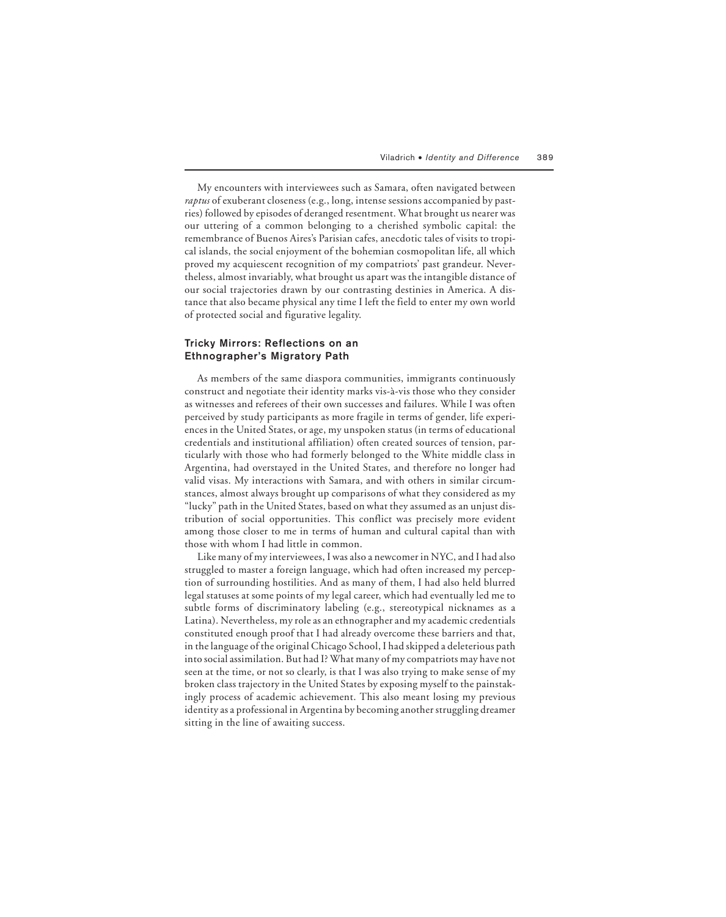My encounters with interviewees such as Samara, often navigated between *raptus* of exuberant closeness (e.g., long, intense sessions accompanied by pastries) followed by episodes of deranged resentment. What brought us nearer was our uttering of a common belonging to a cherished symbolic capital: the remembrance of Buenos Aires's Parisian cafes, anecdotic tales of visits to tropical islands, the social enjoyment of the bohemian cosmopolitan life, all which proved my acquiescent recognition of my compatriots' past grandeur. Nevertheless, almost invariably, what brought us apart was the intangible distance of our social trajectories drawn by our contrasting destinies in America. A distance that also became physical any time I left the field to enter my own world of protected social and figurative legality.

## Tricky Mirrors: Reflections on an Ethnographer's Migratory Path

As members of the same diaspora communities, immigrants continuously construct and negotiate their identity marks vis-à-vis those who they consider as witnesses and referees of their own successes and failures. While I was often perceived by study participants as more fragile in terms of gender, life experiences in the United States, or age, my unspoken status (in terms of educational credentials and institutional affiliation) often created sources of tension, particularly with those who had formerly belonged to the White middle class in Argentina, had overstayed in the United States, and therefore no longer had valid visas. My interactions with Samara, and with others in similar circumstances, almost always brought up comparisons of what they considered as my "lucky" path in the United States, based on what they assumed as an unjust distribution of social opportunities. This conflict was precisely more evident among those closer to me in terms of human and cultural capital than with those with whom I had little in common.

Like many of my interviewees, I was also a newcomer in NYC, and I had also struggled to master a foreign language, which had often increased my perception of surrounding hostilities. And as many of them, I had also held blurred legal statuses at some points of my legal career, which had eventually led me to subtle forms of discriminatory labeling (e.g., stereotypical nicknames as a Latina). Nevertheless, my role as an ethnographer and my academic credentials constituted enough proof that I had already overcome these barriers and that, in the language of the original Chicago School, I had skipped a deleterious path into social assimilation. But had I? What many of my compatriots may have not seen at the time, or not so clearly, is that I was also trying to make sense of my broken class trajectory in the United States by exposing myself to the painstakingly process of academic achievement. This also meant losing my previous identity as a professional in Argentina by becoming another struggling dreamer sitting in the line of awaiting success.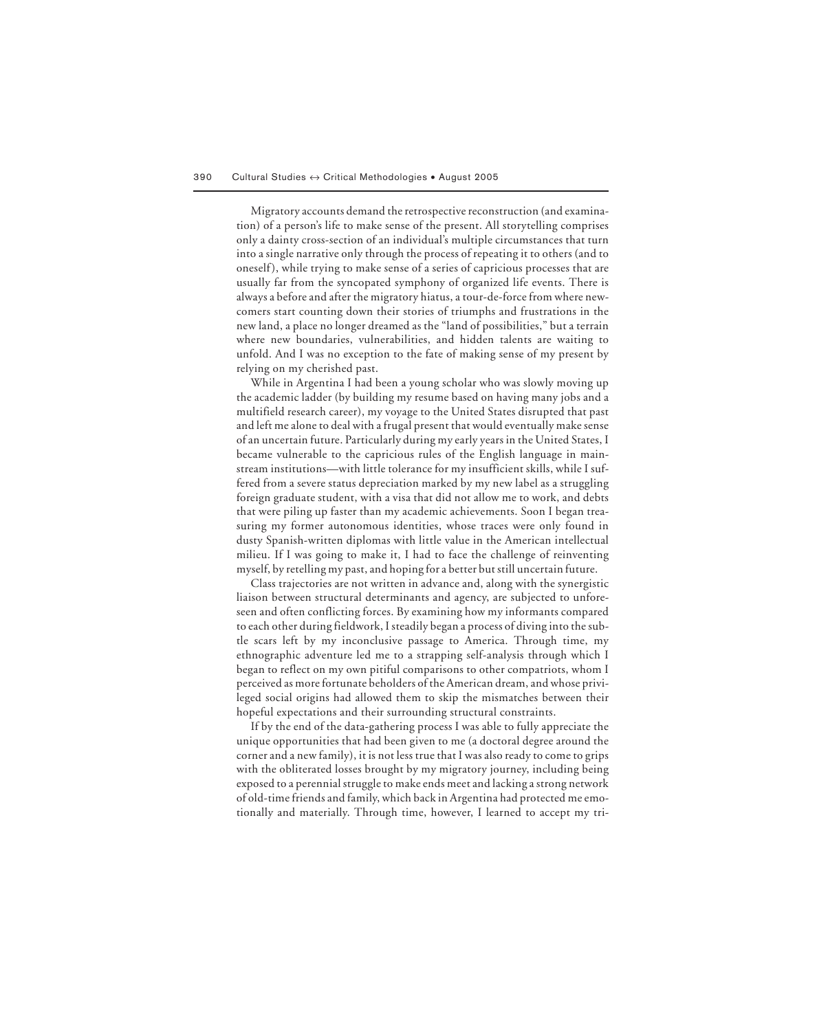Migratory accounts demand the retrospective reconstruction (and examination) of a person's life to make sense of the present. All storytelling comprises only a dainty cross-section of an individual's multiple circumstances that turn into a single narrative only through the process of repeating it to others (and to oneself), while trying to make sense of a series of capricious processes that are usually far from the syncopated symphony of organized life events. There is always a before and after the migratory hiatus, a tour-de-force from where newcomers start counting down their stories of triumphs and frustrations in the new land, a place no longer dreamed as the "land of possibilities," but a terrain where new boundaries, vulnerabilities, and hidden talents are waiting to unfold. And I was no exception to the fate of making sense of my present by relying on my cherished past.

While in Argentina I had been a young scholar who was slowly moving up the academic ladder (by building my resume based on having many jobs and a multifield research career), my voyage to the United States disrupted that past and left me alone to deal with a frugal present that would eventually make sense of an uncertain future. Particularly during my early years in the United States, I became vulnerable to the capricious rules of the English language in mainstream institutions—with little tolerance for my insufficient skills, while I suffered from a severe status depreciation marked by my new label as a struggling foreign graduate student, with a visa that did not allow me to work, and debts that were piling up faster than my academic achievements. Soon I began treasuring my former autonomous identities, whose traces were only found in dusty Spanish-written diplomas with little value in the American intellectual milieu. If I was going to make it, I had to face the challenge of reinventing myself, by retelling my past, and hoping for a better but still uncertain future.

Class trajectories are not written in advance and, along with the synergistic liaison between structural determinants and agency, are subjected to unforeseen and often conflicting forces. By examining how my informants compared to each other during fieldwork, I steadily began a process of diving into the subtle scars left by my inconclusive passage to America. Through time, my ethnographic adventure led me to a strapping self-analysis through which I began to reflect on my own pitiful comparisons to other compatriots, whom I perceived as more fortunate beholders of the American dream, and whose privileged social origins had allowed them to skip the mismatches between their hopeful expectations and their surrounding structural constraints.

If by the end of the data-gathering process I was able to fully appreciate the unique opportunities that had been given to me (a doctoral degree around the corner and a new family), it is not less true that I was also ready to come to grips with the obliterated losses brought by my migratory journey, including being exposed to a perennial struggle to make ends meet and lacking a strong network of old-time friends and family, which back in Argentina had protected me emotionally and materially. Through time, however, I learned to accept my tri-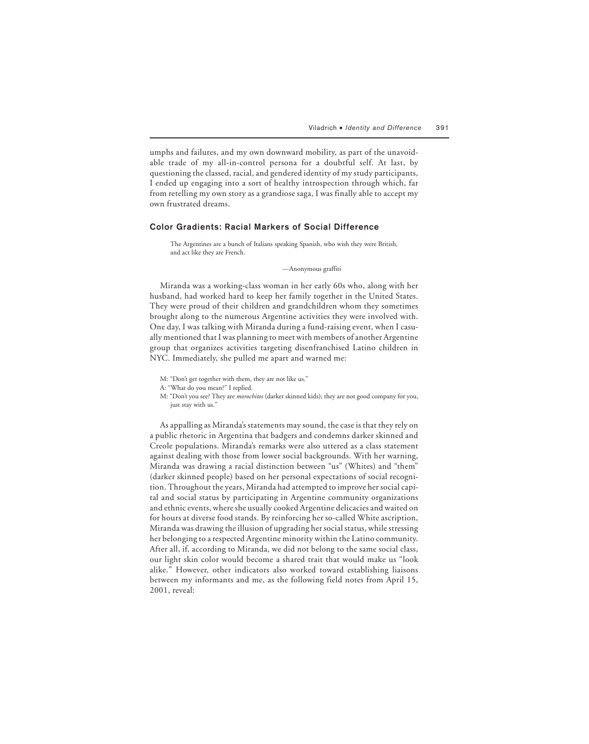umphs and failures, and my own downward mobility, as part of the unavoidable trade of my all-in-control persona for a doubtful self. At last, by questioning the classed, racial, and gendered identity of my study participants, I ended up engaging into a sort of healthy introspection through which, far from retelling my own story as a grandiose saga, I was finally able to accept my own frustrated dreams.

## Color Gradients: Racial Markers of Social Difference

> The Argentines are a bunch of Italians speaking Spanish, who wish they were British, and act like they are French.
>
> —Anonymous graffiti

Miranda was a working-class woman in her early 60s who, along with her husband, had worked hard to keep her family together in the United States. They were proud of their children and grandchildren whom they sometimes brought along to the numerous Argentine activities they were involved with. One day, I was talking with Miranda during a fund-raising event, when I casually mentioned that I was planning to meet with members of another Argentine group that organizes activities targeting disenfranchised Latino children in NYC. Immediately, she pulled me apart and warned me:

> M: "Don't get together with them, they are not like us."
>
> A: "What do you mean?" I replied.
>
> M: "Don't you see? They are *morochitos* (darker skinned kids); they are not good company for you, just stay with us."

As appalling as Miranda's statements may sound, the case is that they rely on a public rhetoric in Argentina that badgers and condemns darker skinned and Creole populations. Miranda's remarks were also uttered as a class statement against dealing with those from lower social backgrounds. With her warning, Miranda was drawing a racial distinction between "us" (Whites) and "them" (darker skinned people) based on her personal expectations of social recognition. Throughout the years, Miranda had attempted to improve her social capital and social status by participating in Argentine community organizations and ethnic events, where she usually cooked Argentine delicacies and waited on for hours at diverse food stands. By reinforcing her so-called White ascription, Miranda was drawing the illusion of upgrading her social status, while stressing her belonging to a respected Argentine minority within the Latino community. After all, if, according to Miranda, we did not belong to the same social class, our light skin color would become a shared trait that would make us "look alike." However, other indicators also worked toward establishing liaisons between my informants and me, as the following field notes from April 15, 2001, reveal: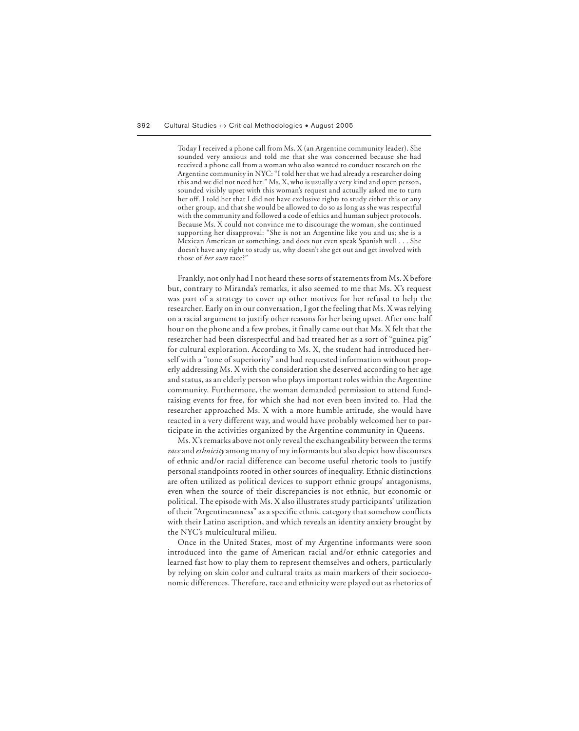> Today I received a phone call from Ms. X (an Argentine community leader). She sounded very anxious and told me that she was concerned because she had received a phone call from a woman who also wanted to conduct research on the Argentine community in NYC: "I told her that we had already a researcher doing this and we did not need her." Ms. X, who is usually a very kind and open person, sounded visibly upset with this woman's request and actually asked me to turn her off. I told her that I did not have exclusive rights to study either this or any other group, and that she would be allowed to do so as long as she was respectful with the community and followed a code of ethics and human subject protocols. Because Ms. X could not convince me to discourage the woman, she continued supporting her disapproval: "She is not an Argentine like you and us; she is a Mexican American or something, and does not even speak Spanish well . . . She doesn't have any right to study us, why doesn't she get out and get involved with those of *her own* race?"

Frankly, not only had I not heard these sorts of statements from Ms. X before but, contrary to Miranda's remarks, it also seemed to me that Ms. X's request was part of a strategy to cover up other motives for her refusal to help the researcher. Early on in our conversation, I got the feeling that Ms. X was relying on a racial argument to justify other reasons for her being upset. After one half hour on the phone and a few probes, it finally came out that Ms. X felt that the researcher had been disrespectful and had treated her as a sort of "guinea pig" for cultural exploration. According to Ms. X, the student had introduced herself with a "tone of superiority" and had requested information without properly addressing Ms. X with the consideration she deserved according to her age and status, as an elderly person who plays important roles within the Argentine community. Furthermore, the woman demanded permission to attend fundraising events for free, for which she had not even been invited to. Had the researcher approached Ms. X with a more humble attitude, she would have reacted in a very different way, and would have probably welcomed her to participate in the activities organized by the Argentine community in Queens.

Ms. X's remarks above not only reveal the exchangeability between the terms *race* and *ethnicity* among many of my informants but also depict how discourses of ethnic and/or racial difference can become useful rhetoric tools to justify personal standpoints rooted in other sources of inequality. Ethnic distinctions are often utilized as political devices to support ethnic groups' antagonisms, even when the source of their discrepancies is not ethnic, but economic or political. The episode with Ms. X also illustrates study participants' utilization of their "Argentineanness" as a specific ethnic category that somehow conflicts with their Latino ascription, and which reveals an identity anxiety brought by the NYC's multicultural milieu.

Once in the United States, most of my Argentine informants were soon introduced into the game of American racial and/or ethnic categories and learned fast how to play them to represent themselves and others, particularly by relying on skin color and cultural traits as main markers of their socioeconomic differences. Therefore, race and ethnicity were played out as rhetorics of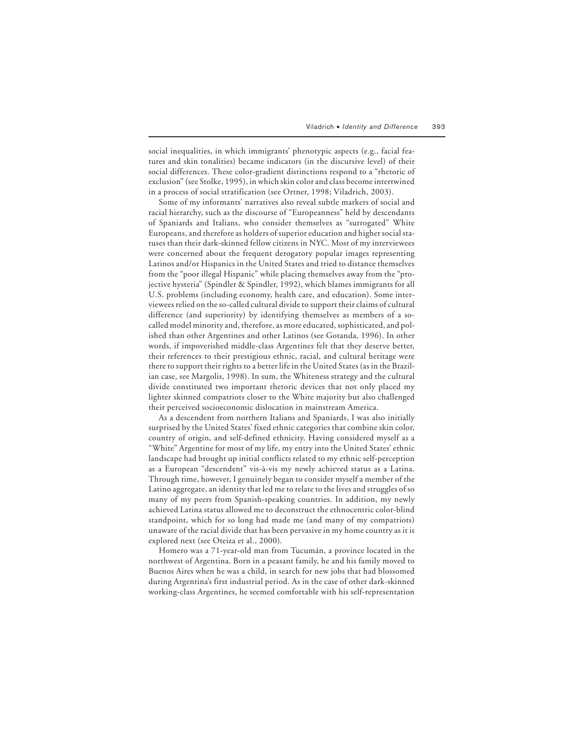social inequalities, in which immigrants' phenotypic aspects (e.g., facial features and skin tonalities) became indicators (in the discursive level) of their social differences. These color-gradient distinctions respond to a "rhetoric of exclusion" (see Stolke, 1995), in which skin color and class become intertwined in a process of social stratification (see Ortner, 1998; Viladrich, 2003).

Some of my informants' narratives also reveal subtle markers of social and racial hierarchy, such as the discourse of "Europeanness" held by descendants of Spaniards and Italians, who consider themselves as "surrogated" White Europeans, and therefore as holders of superior education and higher social statuses than their dark-skinned fellow citizens in NYC. Most of my interviewees were concerned about the frequent derogatory popular images representing Latinos and/or Hispanics in the United States and tried to distance themselves from the "poor illegal Hispanic" while placing themselves away from the "projective hysteria" (Spindler & Spindler, 1992), which blames immigrants for all U.S. problems (including economy, health care, and education). Some interviewees relied on the so-called cultural divide to support their claims of cultural difference (and superiority) by identifying themselves as members of a so-called model minority and, therefore, as more educated, sophisticated, and polished than other Argentines and other Latinos (see Gotanda, 1996). In other words, if impoverished middle-class Argentines felt that they deserve better, their references to their prestigious ethnic, racial, and cultural heritage were there to support their rights to a better life in the United States (as in the Brazilian case, see Margolis, 1998). In sum, the Whiteness strategy and the cultural divide constituted two important rhetoric devices that not only placed my lighter skinned compatriots closer to the White majority but also challenged their perceived socioeconomic dislocation in mainstream America.

As a descendent from northern Italians and Spaniards, I was also initially surprised by the United States' fixed ethnic categories that combine skin color, country of origin, and self-defined ethnicity. Having considered myself as a "White" Argentine for most of my life, my entry into the United States' ethnic landscape had brought up initial conflicts related to my ethnic self-perception as a European "descendent" vis-à-vis my newly achieved status as a Latina. Through time, however, I genuinely began to consider myself a member of the Latino aggregate, an identity that led me to relate to the lives and struggles of so many of my peers from Spanish-speaking countries. In addition, my newly achieved Latina status allowed me to deconstruct the ethnocentric color-blind standpoint, which for so long had made me (and many of my compatriots) unaware of the racial divide that has been pervasive in my home country as it is explored next (see Oteiza et al., 2000).

Homero was a 71-year-old man from Tucumán, a province located in the northwest of Argentina. Born in a peasant family, he and his family moved to Buenos Aires when he was a child, in search for new jobs that had blossomed during Argentina's first industrial period. As in the case of other dark-skinned working-class Argentines, he seemed comfortable with his self-representation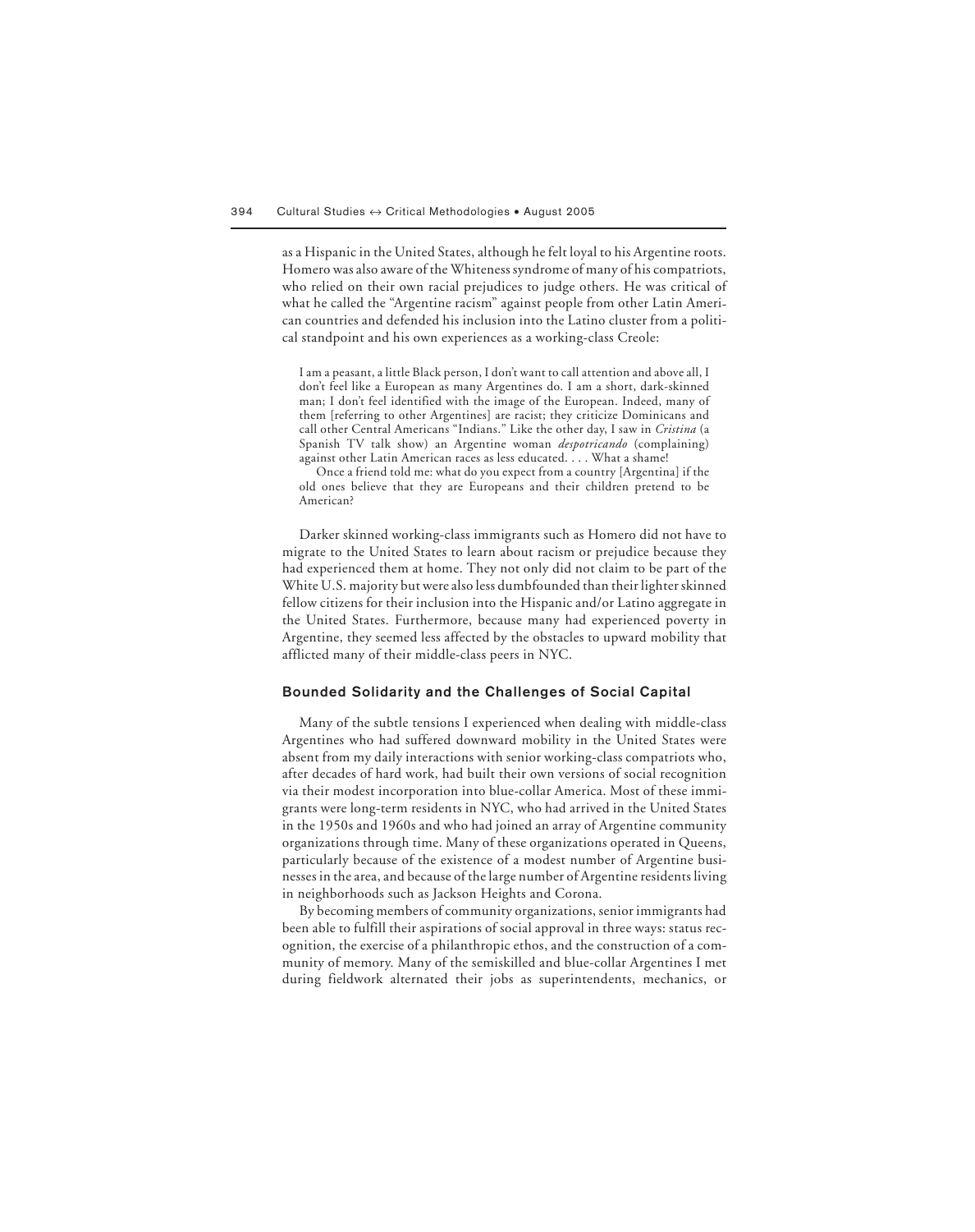as a Hispanic in the United States, although he felt loyal to his Argentine roots. Homero was also aware of the Whiteness syndrome of many of his compatriots, who relied on their own racial prejudices to judge others. He was critical of what he called the "Argentine racism" against people from other Latin American countries and defended his inclusion into the Latino cluster from a political standpoint and his own experiences as a working-class Creole:

> I am a peasant, a little Black person, I don't want to call attention and above all, I don't feel like a European as many Argentines do. I am a short, dark-skinned man; I don't feel identified with the image of the European. Indeed, many of them [referring to other Argentines] are racist; they criticize Dominicans and call other Central Americans "Indians." Like the other day, I saw in *Cristina* (a Spanish TV talk show) an Argentine woman *despotricando* (complaining) against other Latin American races as less educated. . . . What a shame!
>
> Once a friend told me: what do you expect from a country [Argentina] if the old ones believe that they are Europeans and their children pretend to be American?

Darker skinned working-class immigrants such as Homero did not have to migrate to the United States to learn about racism or prejudice because they had experienced them at home. They not only did not claim to be part of the White U.S. majority but were also less dumbfounded than their lighter skinned fellow citizens for their inclusion into the Hispanic and/or Latino aggregate in the United States. Furthermore, because many had experienced poverty in Argentine, they seemed less affected by the obstacles to upward mobility that afflicted many of their middle-class peers in NYC.

### Bounded Solidarity and the Challenges of Social Capital

Many of the subtle tensions I experienced when dealing with middle-class Argentines who had suffered downward mobility in the United States were absent from my daily interactions with senior working-class compatriots who, after decades of hard work, had built their own versions of social recognition via their modest incorporation into blue-collar America. Most of these immigrants were long-term residents in NYC, who had arrived in the United States in the 1950s and 1960s and who had joined an array of Argentine community organizations through time. Many of these organizations operated in Queens, particularly because of the existence of a modest number of Argentine businesses in the area, and because of the large number of Argentine residents living in neighborhoods such as Jackson Heights and Corona.

By becoming members of community organizations, senior immigrants had been able to fulfill their aspirations of social approval in three ways: status recognition, the exercise of a philanthropic ethos, and the construction of a community of memory. Many of the semiskilled and blue-collar Argentines I met during fieldwork alternated their jobs as superintendents, mechanics, or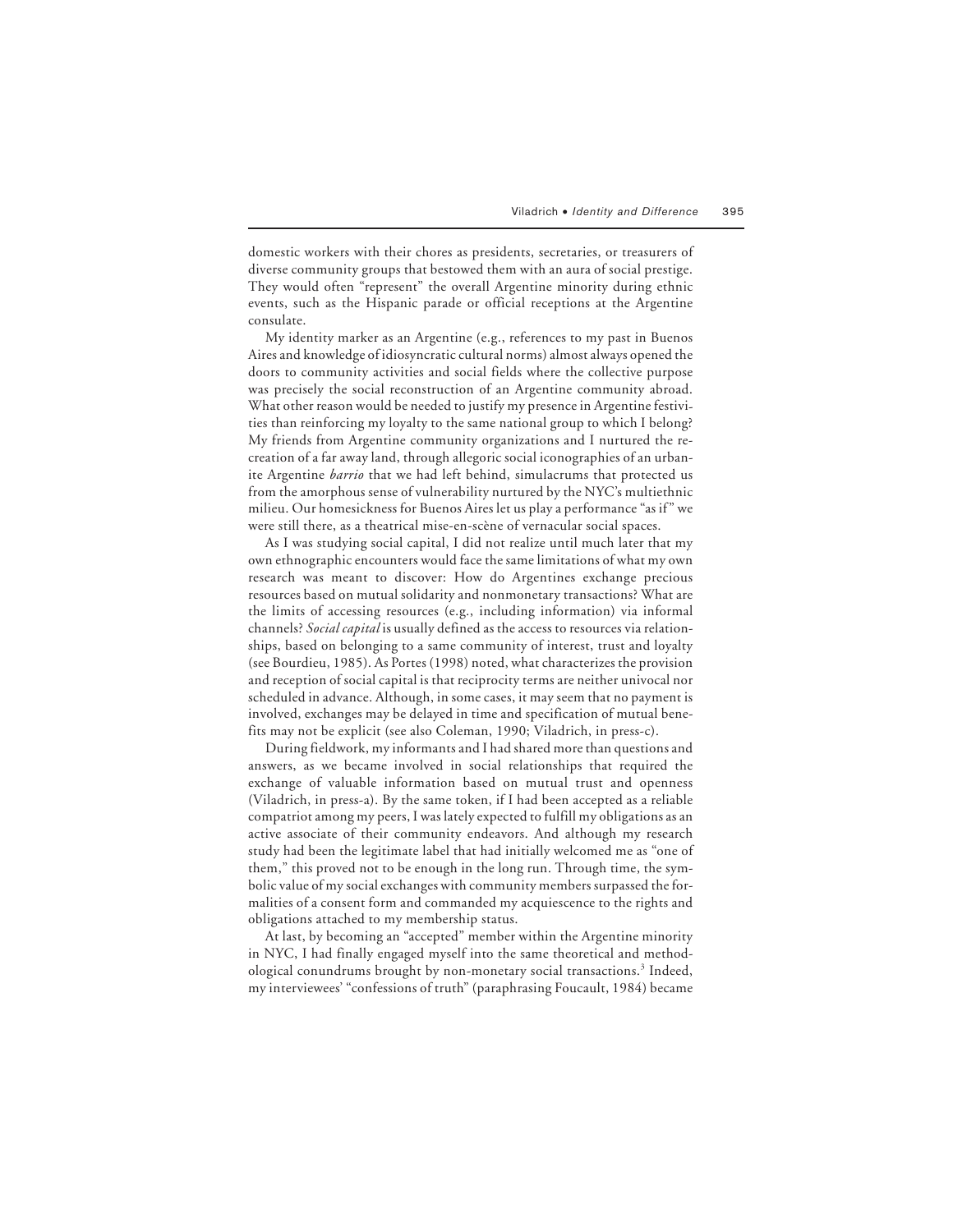domestic workers with their chores as presidents, secretaries, or treasurers of diverse community groups that bestowed them with an aura of social prestige. They would often "represent" the overall Argentine minority during ethnic events, such as the Hispanic parade or official receptions at the Argentine consulate.

My identity marker as an Argentine (e.g., references to my past in Buenos Aires and knowledge of idiosyncratic cultural norms) almost always opened the doors to community activities and social fields where the collective purpose was precisely the social reconstruction of an Argentine community abroad. What other reason would be needed to justify my presence in Argentine festivities than reinforcing my loyalty to the same national group to which I belong? My friends from Argentine community organizations and I nurtured the recreation of a far away land, through allegoric social iconographies of an urbanite Argentine *barrio* that we had left behind, simulacrums that protected us from the amorphous sense of vulnerability nurtured by the NYC's multiethnic milieu. Our homesickness for Buenos Aires let us play a performance "as if" we were still there, as a theatrical mise-en-scène of vernacular social spaces.

As I was studying social capital, I did not realize until much later that my own ethnographic encounters would face the same limitations of what my own research was meant to discover: How do Argentines exchange precious resources based on mutual solidarity and nonmonetary transactions? What are the limits of accessing resources (e.g., including information) via informal channels? *Social capital* is usually defined as the access to resources via relationships, based on belonging to a same community of interest, trust and loyalty (see Bourdieu, 1985). As Portes (1998) noted, what characterizes the provision and reception of social capital is that reciprocity terms are neither univocal nor scheduled in advance. Although, in some cases, it may seem that no payment is involved, exchanges may be delayed in time and specification of mutual benefits may not be explicit (see also Coleman, 1990; Viladrich, in press-c).

During fieldwork, my informants and I had shared more than questions and answers, as we became involved in social relationships that required the exchange of valuable information based on mutual trust and openness (Viladrich, in press-a). By the same token, if I had been accepted as a reliable compatriot among my peers, I was lately expected to fulfill my obligations as an active associate of their community endeavors. And although my research study had been the legitimate label that had initially welcomed me as "one of them," this proved not to be enough in the long run. Through time, the symbolic value of my social exchanges with community members surpassed the formalities of a consent form and commanded my acquiescence to the rights and obligations attached to my membership status.

At last, by becoming an "accepted" member within the Argentine minority in NYC, I had finally engaged myself into the same theoretical and methodological conundrums brought by non-monetary social transactions.[3] Indeed, my interviewees' "confessions of truth" (paraphrasing Foucault, 1984) became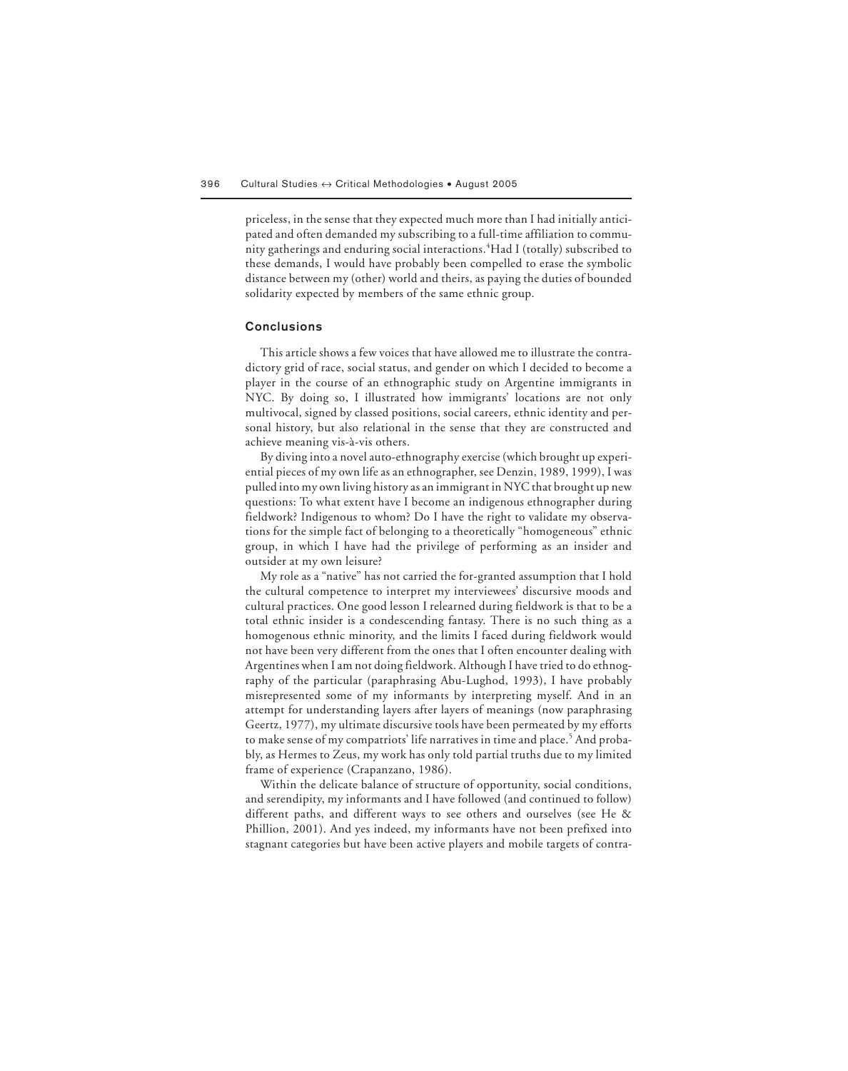priceless, in the sense that they expected much more than I had initially anticipated and often demanded my subscribing to a full-time affiliation to community gatherings and enduring social interactions.[4] Had I (totally) subscribed to these demands, I would have probably been compelled to erase the symbolic distance between my (other) world and theirs, as paying the duties of bounded solidarity expected by members of the same ethnic group.

## Conclusions

This article shows a few voices that have allowed me to illustrate the contradictory grid of race, social status, and gender on which I decided to become a player in the course of an ethnographic study on Argentine immigrants in NYC. By doing so, I illustrated how immigrants' locations are not only multivocal, signed by classed positions, social careers, ethnic identity and personal history, but also relational in the sense that they are constructed and achieve meaning vis-à-vis others.

By diving into a novel auto-ethnography exercise (which brought up experiential pieces of my own life as an ethnographer, see Denzin, 1989, 1999), I was pulled into my own living history as an immigrant in NYC that brought up new questions: To what extent have I become an indigenous ethnographer during fieldwork? Indigenous to whom? Do I have the right to validate my observations for the simple fact of belonging to a theoretically "homogeneous" ethnic group, in which I have had the privilege of performing as an insider and outsider at my own leisure?

My role as a "native" has not carried the for-granted assumption that I hold the cultural competence to interpret my interviewees' discursive moods and cultural practices. One good lesson I relearned during fieldwork is that to be a total ethnic insider is a condescending fantasy. There is no such thing as a homogenous ethnic minority, and the limits I faced during fieldwork would not have been very different from the ones that I often encounter dealing with Argentines when I am not doing fieldwork. Although I have tried to do ethnography of the particular (paraphrasing Abu-Lughod, 1993), I have probably misrepresented some of my informants by interpreting myself. And in an attempt for understanding layers after layers of meanings (now paraphrasing Geertz, 1977), my ultimate discursive tools have been permeated by my efforts to make sense of my compatriots' life narratives in time and place.[5] And probably, as Hermes to Zeus, my work has only told partial truths due to my limited frame of experience (Crapanzano, 1986).

Within the delicate balance of structure of opportunity, social conditions, and serendipity, my informants and I have followed (and continued to follow) different paths, and different ways to see others and ourselves (see He & Phillion, 2001). And yes indeed, my informants have not been prefixed into stagnant categories but have been active players and mobile targets of contra-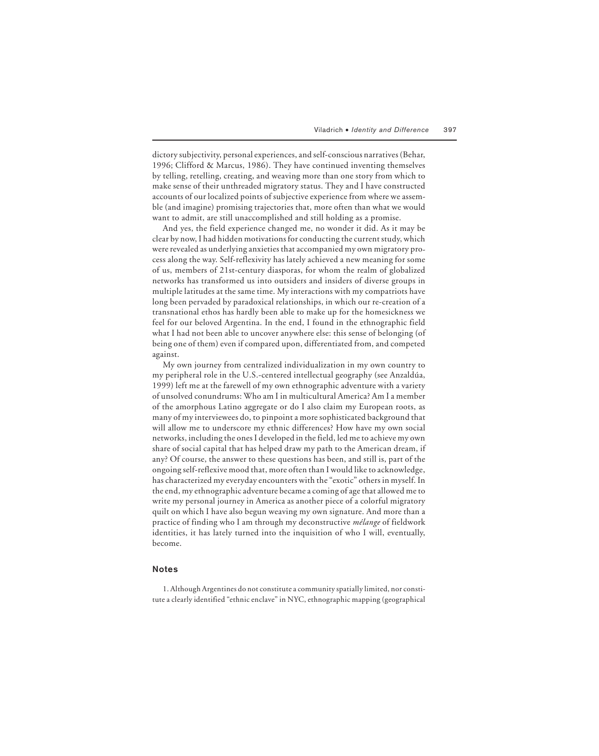dictory subjectivity, personal experiences, and self-conscious narratives (Behar, 1996; Clifford & Marcus, 1986). They have continued inventing themselves by telling, retelling, creating, and weaving more than one story from which to make sense of their unthreaded migratory status. They and I have constructed accounts of our localized points of subjective experience from where we assemble (and imagine) promising trajectories that, more often than what we would want to admit, are still unaccomplished and still holding as a promise.

And yes, the field experience changed me, no wonder it did. As it may be clear by now, I had hidden motivations for conducting the current study, which were revealed as underlying anxieties that accompanied my own migratory process along the way. Self-reflexivity has lately achieved a new meaning for some of us, members of 21st-century diasporas, for whom the realm of globalized networks has transformed us into outsiders and insiders of diverse groups in multiple latitudes at the same time. My interactions with my compatriots have long been pervaded by paradoxical relationships, in which our re-creation of a transnational ethos has hardly been able to make up for the homesickness we feel for our beloved Argentina. In the end, I found in the ethnographic field what I had not been able to uncover anywhere else: this sense of belonging (of being one of them) even if compared upon, differentiated from, and competed against.

My own journey from centralized individualization in my own country to my peripheral role in the U.S.-centered intellectual geography (see Anzaldúa, 1999) left me at the farewell of my own ethnographic adventure with a variety of unsolved conundrums: Who am I in multicultural America? Am I a member of the amorphous Latino aggregate or do I also claim my European roots, as many of my interviewees do, to pinpoint a more sophisticated background that will allow me to underscore my ethnic differences? How have my own social networks, including the ones I developed in the field, led me to achieve my own share of social capital that has helped draw my path to the American dream, if any? Of course, the answer to these questions has been, and still is, part of the ongoing self-reflexive mood that, more often than I would like to acknowledge, has characterized my everyday encounters with the "exotic" others in myself. In the end, my ethnographic adventure became a coming of age that allowed me to write my personal journey in America as another piece of a colorful migratory quilt on which I have also begun weaving my own signature. And more than a practice of finding who I am through my deconstructive *mélange* of fieldwork identities, it has lately turned into the inquisition of who I will, eventually, become.

## Notes

1. Although Argentines do not constitute a community spatially limited, nor constitute a clearly identified "ethnic enclave" in NYC, ethnographic mapping (geographical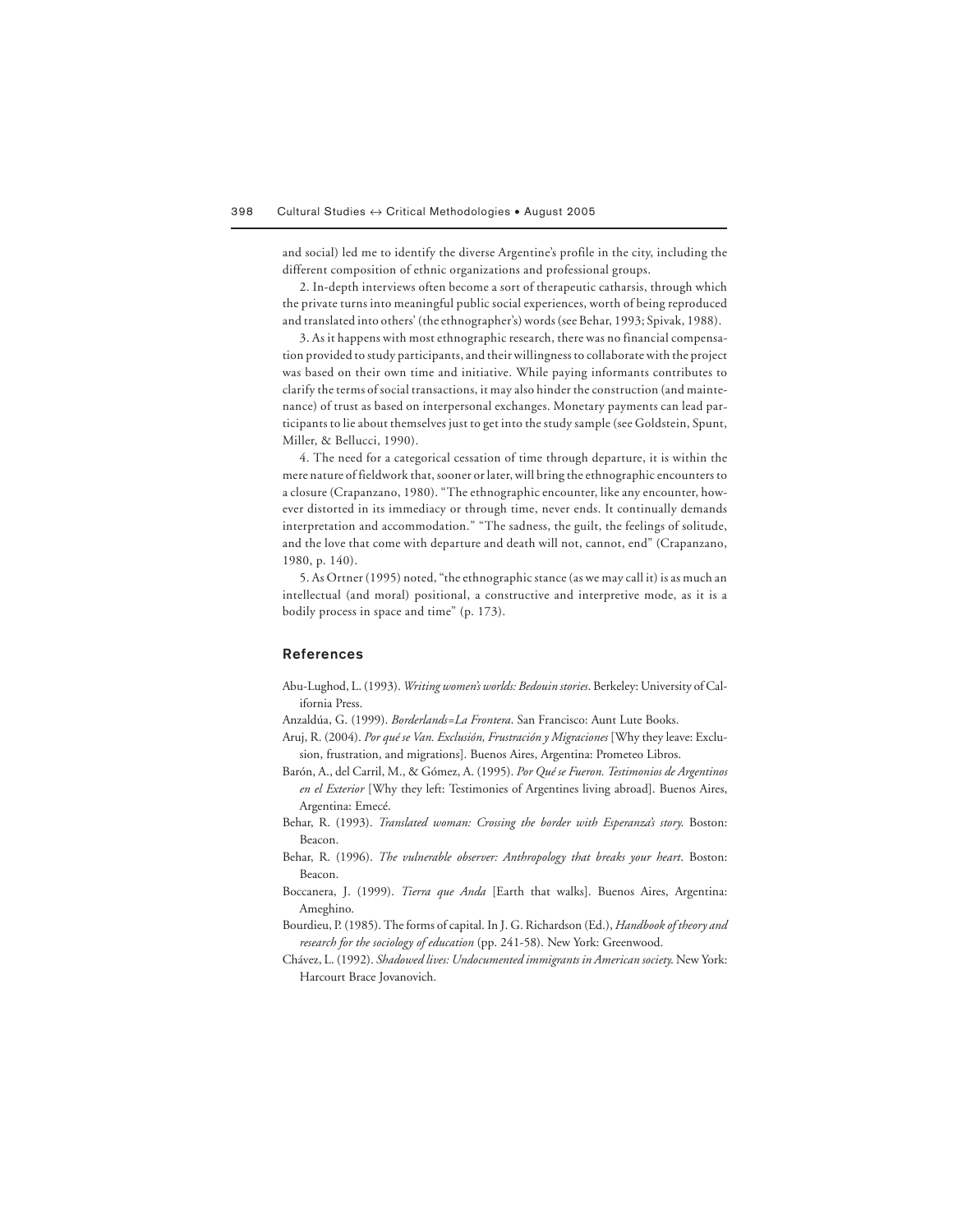and social) led me to identify the diverse Argentine's profile in the city, including the different composition of ethnic organizations and professional groups.

2. In-depth interviews often become a sort of therapeutic catharsis, through which the private turns into meaningful public social experiences, worth of being reproduced and translated into others' (the ethnographer's) words (see Behar, 1993; Spivak, 1988).

3. As it happens with most ethnographic research, there was no financial compensation provided to study participants, and their willingness to collaborate with the project was based on their own time and initiative. While paying informants contributes to clarify the terms of social transactions, it may also hinder the construction (and maintenance) of trust as based on interpersonal exchanges. Monetary payments can lead participants to lie about themselves just to get into the study sample (see Goldstein, Spunt, Miller, & Bellucci, 1990).

4. The need for a categorical cessation of time through departure, it is within the mere nature of fieldwork that, sooner or later, will bring the ethnographic encounters to a closure (Crapanzano, 1980). "The ethnographic encounter, like any encounter, however distorted in its immediacy or through time, never ends. It continually demands interpretation and accommodation." "The sadness, the guilt, the feelings of solitude, and the love that come with departure and death will not, cannot, end" (Crapanzano, 1980, p. 140).

5. As Ortner (1995) noted, "the ethnographic stance (as we may call it) is as much an intellectual (and moral) positional, a constructive and interpretive mode, as it is a bodily process in space and time" (p. 173).

## References

Abu-Lughod, L. (1993). *Writing women's worlds: Bedouin stories*. Berkeley: University of California Press.

Anzaldúa, G. (1999). *Borderlands=La Frontera*. San Francisco: Aunt Lute Books.

Aruj, R. (2004). *Por qué se Van. Exclusión, Frustración y Migraciones* [Why they leave: Exclusion, frustration, and migrations]. Buenos Aires, Argentina: Prometeo Libros.

Barón, A., del Carril, M., & Gómez, A. (1995). *Por Qué se Fueron. Testimonios de Argentinos en el Exterior* [Why they left: Testimonies of Argentines living abroad]. Buenos Aires, Argentina: Emecé.

Behar, R. (1993). *Translated woman: Crossing the border with Esperanza's story.* Boston: Beacon.

Behar, R. (1996). *The vulnerable observer: Anthropology that breaks your heart*. Boston: Beacon.

Boccanera, J. (1999). *Tierra que Anda* [Earth that walks]. Buenos Aires, Argentina: Ameghino.

Bourdieu, P. (1985). The forms of capital. In J. G. Richardson (Ed.), *Handbook of theory and research for the sociology of education* (pp. 241-58). New York: Greenwood.

Chávez, L. (1992). *Shadowed lives: Undocumented immigrants in American society.* New York: Harcourt Brace Jovanovich.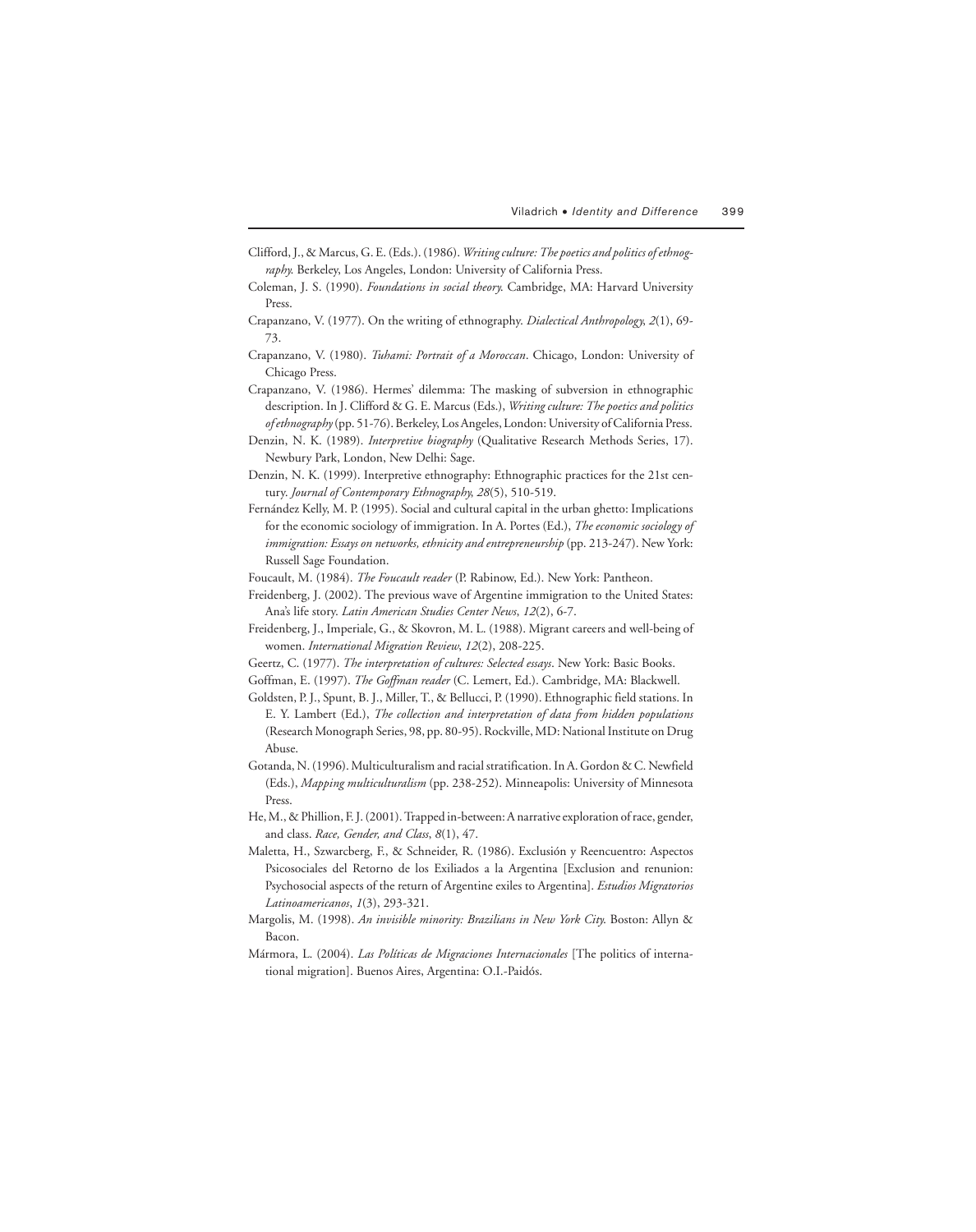Clifford, J., & Marcus, G. E. (Eds.). (1986). *Writing culture: The poetics and politics of ethnography.* Berkeley, Los Angeles, London: University of California Press.

Coleman, J. S. (1990). *Foundations in social theory.* Cambridge, MA: Harvard University Press.

Crapanzano, V. (1977). On the writing of ethnography. *Dialectical Anthropology*, *2*(1), 69-73.

Crapanzano, V. (1980). *Tuhami: Portrait of a Moroccan*. Chicago, London: University of Chicago Press.

Crapanzano, V. (1986). Hermes' dilemma: The masking of subversion in ethnographic description. In J. Clifford & G. E. Marcus (Eds.), *Writing culture: The poetics and politics of ethnography* (pp. 51-76). Berkeley, Los Angeles, London: University of California Press.

Denzin, N. K. (1989). *Interpretive biography* (Qualitative Research Methods Series, 17). Newbury Park, London, New Delhi: Sage.

Denzin, N. K. (1999). Interpretive ethnography: Ethnographic practices for the 21st century. *Journal of Contemporary Ethnography*, *28*(5), 510-519.

Fernández Kelly, M. P. (1995). Social and cultural capital in the urban ghetto: Implications for the economic sociology of immigration. In A. Portes (Ed.), *The economic sociology of immigration: Essays on networks, ethnicity and entrepreneurship* (pp. 213-247). New York: Russell Sage Foundation.

Foucault, M. (1984). *The Foucault reader* (P. Rabinow, Ed.). New York: Pantheon.

Freidenberg, J. (2002). The previous wave of Argentine immigration to the United States: Ana's life story. *Latin American Studies Center News*, *12*(2), 6-7.

Freidenberg, J., Imperiale, G., & Skovron, M. L. (1988). Migrant careers and well-being of women. *International Migration Review*, *12*(2), 208-225.

Geertz, C. (1977). *The interpretation of cultures: Selected essays*. New York: Basic Books.

Goffman, E. (1997). *The Goffman reader* (C. Lemert, Ed.). Cambridge, MA: Blackwell.

Goldsten, P. J., Spunt, B. J., Miller, T., & Bellucci, P. (1990). Ethnographic field stations. In E. Y. Lambert (Ed.), *The collection and interpretation of data from hidden populations* (Research Monograph Series, 98, pp. 80-95). Rockville, MD: National Institute on Drug Abuse.

Gotanda, N. (1996). Multiculturalism and racial stratification. In A. Gordon & C. Newfield (Eds.), *Mapping multiculturalism* (pp. 238-252). Minneapolis: University of Minnesota Press.

He, M., & Phillion, F. J. (2001). Trapped in-between: A narrative exploration of race, gender, and class. *Race, Gender, and Class*, *8*(1), 47.

Maletta, H., Szwarcberg, F., & Schneider, R. (1986). Exclusión y Reencuentro: Aspectos Psicosociales del Retorno de los Exiliados a la Argentina [Exclusion and renunion: Psychosocial aspects of the return of Argentine exiles to Argentina]. *Estudios Migratorios Latinoamericanos*, *1*(3), 293-321.

Margolis, M. (1998). *An invisible minority: Brazilians in New York City.* Boston: Allyn & Bacon.

Mármora, L. (2004). *Las Políticas de Migraciones Internacionales* [The politics of international migration]. Buenos Aires, Argentina: O.I.-Paidós.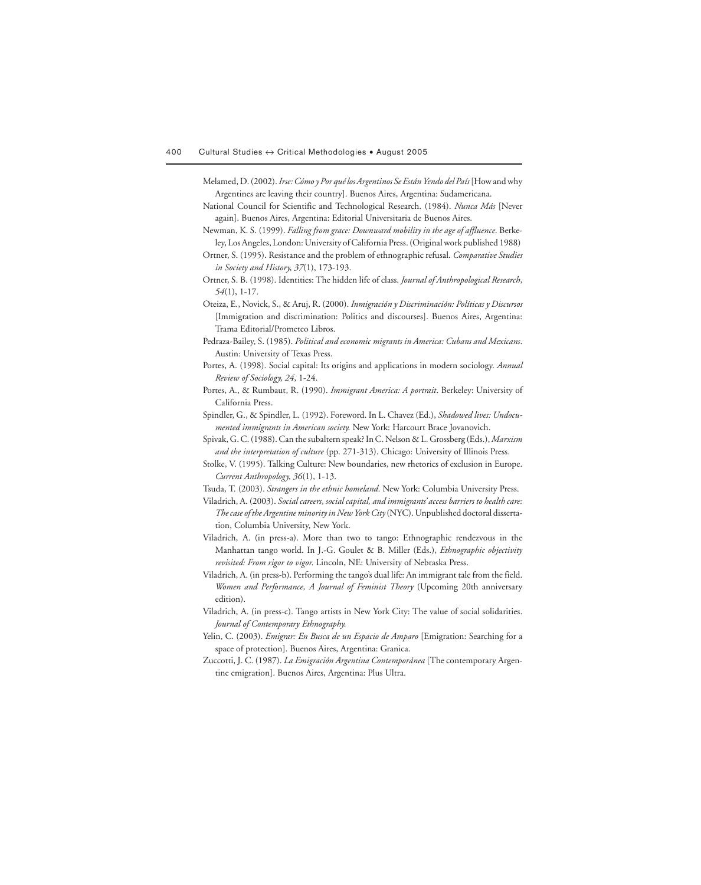Melamed, D. (2002). *Irse: Cómo y Por qué los Argentinos Se Están Yendo del País* [How and why Argentines are leaving their country]. Buenos Aires, Argentina: Sudamericana.

National Council for Scientific and Technological Research. (1984). *Nunca Más* [Never again]. Buenos Aires, Argentina: Editorial Universitaria de Buenos Aires.

Newman, K. S. (1999). *Falling from grace: Downward mobility in the age of affluence*. Berkeley, Los Angeles, London: University of California Press. (Original work published 1988)

Ortner, S. (1995). Resistance and the problem of ethnographic refusal. *Comparative Studies in Society and History, 37*(1), 173-193.

Ortner, S. B. (1998). Identities: The hidden life of class. *Journal of Anthropological Research, 54*(1), 1-17.

Oteiza, E., Novick, S., & Aruj, R. (2000). *Inmigración y Discriminación: Políticas y Discursos* [Immigration and discrimination: Politics and discourses]. Buenos Aires, Argentina: Trama Editorial/Prometeo Libros.

Pedraza-Bailey, S. (1985). *Political and economic migrants in America: Cubans and Mexicans*. Austin: University of Texas Press.

Portes, A. (1998). Social capital: Its origins and applications in modern sociology. *Annual Review of Sociology, 24*, 1-24.

Portes, A., & Rumbaut, R. (1990). *Immigrant America: A portrait*. Berkeley: University of California Press.

Spindler, G., & Spindler, L. (1992). Foreword. In L. Chavez (Ed.), *Shadowed lives: Undocumented immigrants in American society.* New York: Harcourt Brace Jovanovich.

Spivak, G. C. (1988). Can the subaltern speak? In C. Nelson & L. Grossberg (Eds.), *Marxism and the interpretation of culture* (pp. 271-313). Chicago: University of Illinois Press.

Stolke, V. (1995). Talking Culture: New boundaries, new rhetorics of exclusion in Europe. *Current Anthropology, 36*(1), 1-13.

Tsuda, T. (2003). *Strangers in the ethnic homeland*. New York: Columbia University Press.

Viladrich, A. (2003). *Social careers, social capital, and immigrants' access barriers to health care: The case of the Argentine minority in New York City* (NYC). Unpublished doctoral dissertation, Columbia University, New York.

Viladrich, A. (in press-a). More than two to tango: Ethnographic rendezvous in the Manhattan tango world. In J.-G. Goulet & B. Miller (Eds.), *Ethnographic objectivity revisited: From rigor to vigor.* Lincoln, NE: University of Nebraska Press.

Viladrich, A. (in press-b). Performing the tango's dual life: An immigrant tale from the field. *Women and Performance, A Journal of Feminist Theory* (Upcoming 20th anniversary edition).

Viladrich, A. (in press-c). Tango artists in New York City: The value of social solidarities. *Journal of Contemporary Ethnography.*

Yelin, C. (2003). *Emigrar: En Busca de un Espacio de Amparo* [Emigration: Searching for a space of protection]. Buenos Aires, Argentina: Granica.

Zuccotti, J. C. (1987). *La Emigración Argentina Contemporánea* [The contemporary Argentine emigration]. Buenos Aires, Argentina: Plus Ultra.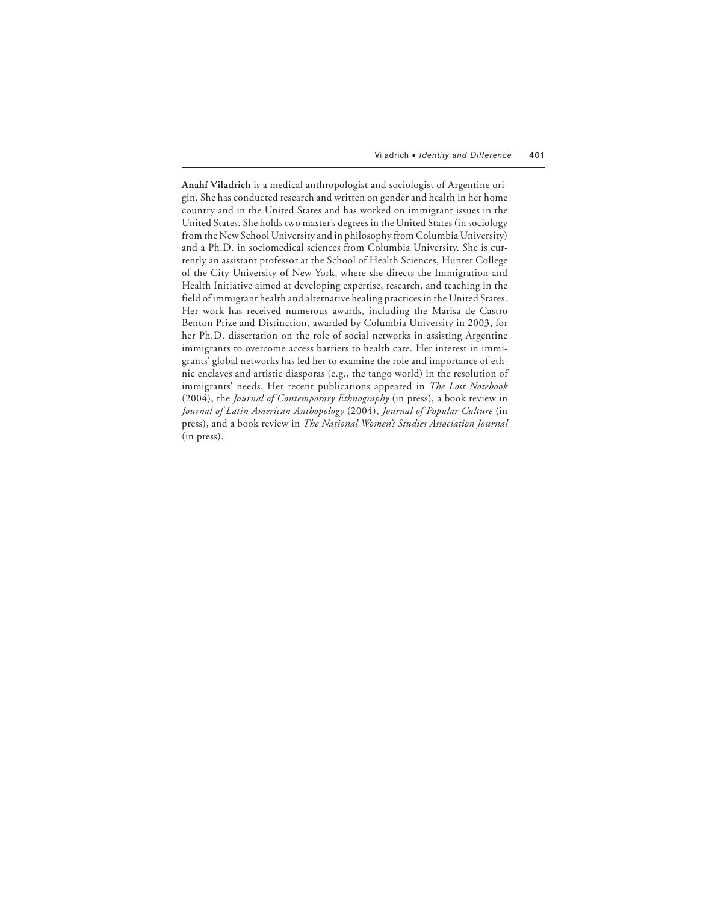**Anahí Viladrich** is a medical anthropologist and sociologist of Argentine origin. She has conducted research and written on gender and health in her home country and in the United States and has worked on immigrant issues in the United States. She holds two master's degrees in the United States (in sociology from the New School University and in philosophy from Columbia University) and a Ph.D. in sociomedical sciences from Columbia University. She is currently an assistant professor at the School of Health Sciences, Hunter College of the City University of New York, where she directs the Immigration and Health Initiative aimed at developing expertise, research, and teaching in the field of immigrant health and alternative healing practices in the United States. Her work has received numerous awards, including the Marisa de Castro Benton Prize and Distinction, awarded by Columbia University in 2003, for her Ph.D. dissertation on the role of social networks in assisting Argentine immigrants to overcome access barriers to health care. Her interest in immigrants' global networks has led her to examine the role and importance of ethnic enclaves and artistic diasporas (e.g., the tango world) in the resolution of immigrants' needs. Her recent publications appeared in *The Lost Notebook* (2004), the *Journal of Contemporary Ethnography* (in press), a book review in *Journal of Latin American Anthopology* (2004), *Journal of Popular Culture* (in press), and a book review in *The National Women's Studies Association Journal* (in press).